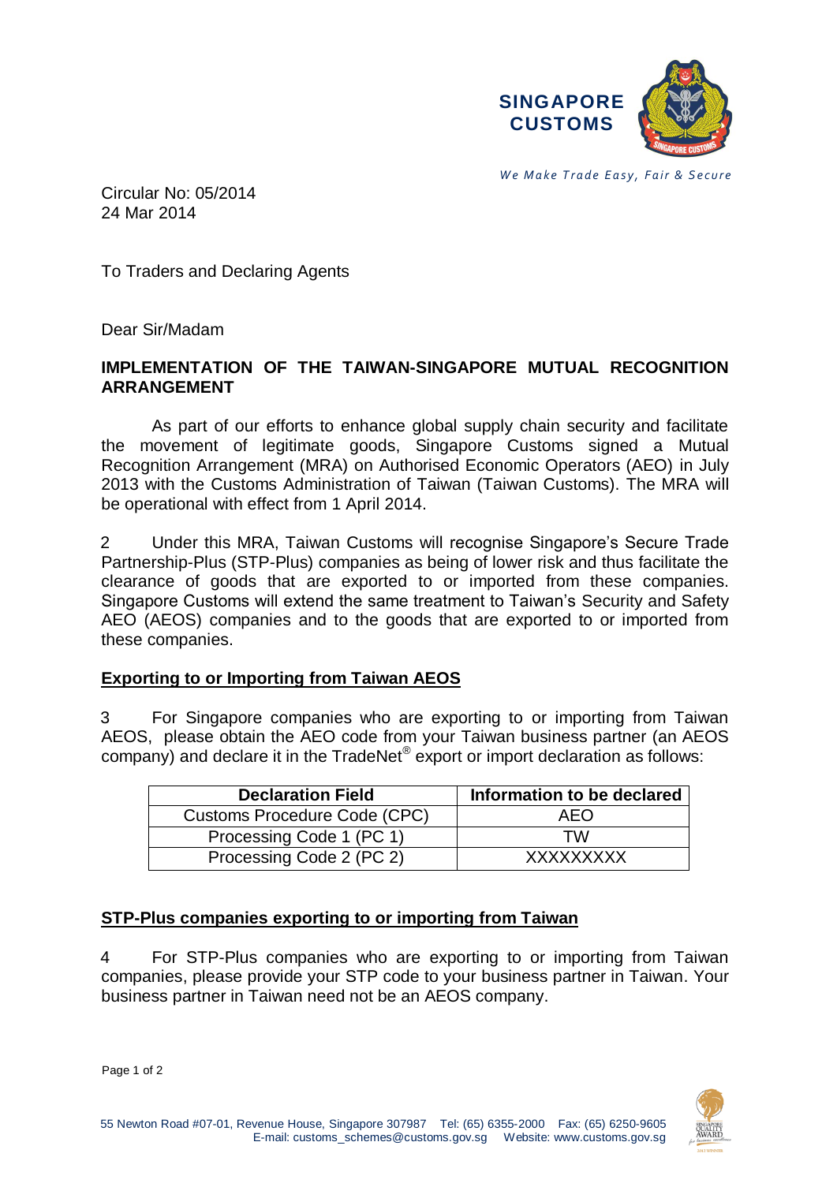SINGAPORE CUSTOMS

*We Make Trade Easy, Fair & Secure*

Circular No: 05/2014
24 Mar 2014

To Traders and Declaring Agents

Dear Sir/Madam

**IMPLEMENTATION OF THE TAIWAN-SINGAPORE MUTUAL RECOGNITION ARRANGEMENT**

As part of our efforts to enhance global supply chain security and facilitate the movement of legitimate goods, Singapore Customs signed a Mutual Recognition Arrangement (MRA) on Authorised Economic Operators (AEO) in July 2013 with the Customs Administration of Taiwan (Taiwan Customs). The MRA will be operational with effect from 1 April 2014.

2 Under this MRA, Taiwan Customs will recognise Singapore's Secure Trade Partnership-Plus (STP-Plus) companies as being of lower risk and thus facilitate the clearance of goods that are exported to or imported from these companies. Singapore Customs will extend the same treatment to Taiwan's Security and Safety AEO (AEOS) companies and to the goods that are exported to or imported from these companies.

**Exporting to or Importing from Taiwan AEOS**

3 For Singapore companies who are exporting to or importing from Taiwan AEOS, please obtain the AEO code from your Taiwan business partner (an AEOS company) and declare it in the TradeNet® export or import declaration as follows:

| Declaration Field | Information to be declared |
|---|---|
| Customs Procedure Code (CPC) | AEO |
| Processing Code 1 (PC 1) | TW |
| Processing Code 2 (PC 2) | XXXXXXXXX |

**STP-Plus companies exporting to or importing from Taiwan**

4 For STP-Plus companies who are exporting to or importing from Taiwan companies, please provide your STP code to your business partner in Taiwan. Your business partner in Taiwan need not be an AEOS company.

55 Newton Road #07-01, Revenue House, Singapore 307987 Tel: (65) 6355-2000 Fax: (65) 6250-9605
E-mail: customs_schemes@customs.gov.sg Website: www.customs.gov.sg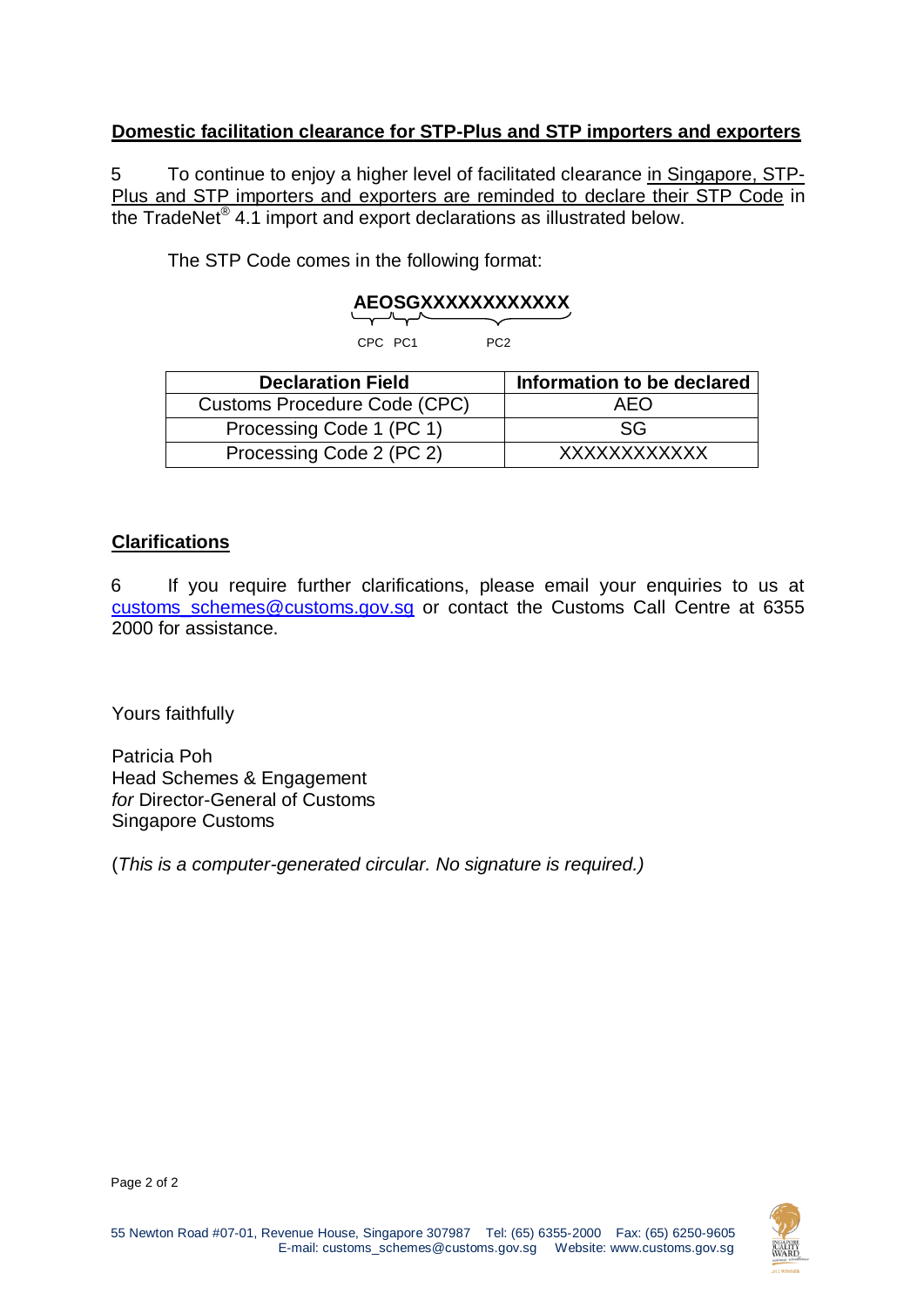## Domestic facilitation clearance for STP-Plus and STP importers and exporters

5 To continue to enjoy a higher level of facilitated clearance in Singapore, STP-Plus and STP importers and exporters are reminded to declare their STP Code in the TradeNet® 4.1 import and export declarations as illustrated below.

The STP Code comes in the following format:

**AEOSGXXXXXXXXXXXX**

CPC PC1 PC2

| Declaration Field | Information to be declared |
|---|---|
| Customs Procedure Code (CPC) | AEO |
| Processing Code 1 (PC 1) | SG |
| Processing Code 2 (PC 2) | XXXXXXXXXXXX |

## Clarifications

6 If you require further clarifications, please email your enquiries to us at customs_schemes@customs.gov.sg or contact the Customs Call Centre at 6355 2000 for assistance.

Yours faithfully

Patricia Poh
Head Schemes & Engagement
*for* Director-General of Customs
Singapore Customs

(*This is a computer-generated circular. No signature is required.)*